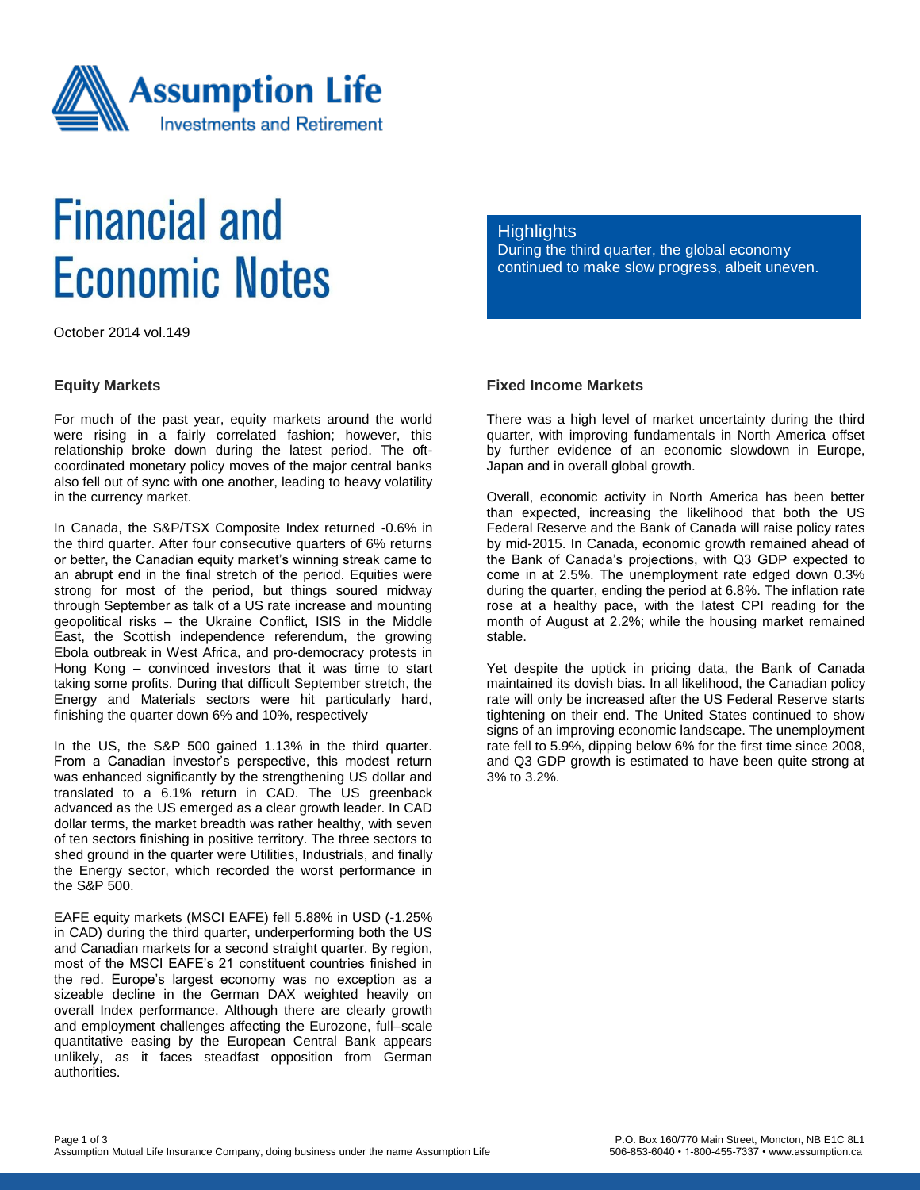# Financial and Economic Notes

October 2014 vol.149

## Highlights

During the third quarter, the global economy continued to make slow progress, albeit uneven.

### Equity Markets

For much of the past year, equity markets around the world were rising in a fairly correlated fashion; however, this relationship broke down during the latest period. The oft-coordinated monetary policy moves of the major central banks also fell out of sync with one another, leading to heavy volatility in the currency market.

In Canada, the S&P/TSX Composite Index returned -0.6% in the third quarter. After four consecutive quarters of 6% returns or better, the Canadian equity market's winning streak came to an abrupt end in the final stretch of the period. Equities were strong for most of the period, but things soured midway through September as talk of a US rate increase and mounting geopolitical risks – the Ukraine Conflict, ISIS in the Middle East, the Scottish independence referendum, the growing Ebola outbreak in West Africa, and pro-democracy protests in Hong Kong – convinced investors that it was time to start taking some profits. During that difficult September stretch, the Energy and Materials sectors were hit particularly hard, finishing the quarter down 6% and 10%, respectively

In the US, the S&P 500 gained 1.13% in the third quarter. From a Canadian investor's perspective, this modest return was enhanced significantly by the strengthening US dollar and translated to a 6.1% return in CAD. The US greenback advanced as the US emerged as a clear growth leader. In CAD dollar terms, the market breadth was rather healthy, with seven of ten sectors finishing in positive territory. The three sectors to shed ground in the quarter were Utilities, Industrials, and finally the Energy sector, which recorded the worst performance in the S&P 500.

EAFE equity markets (MSCI EAFE) fell 5.88% in USD (-1.25% in CAD) during the third quarter, underperforming both the US and Canadian markets for a second straight quarter. By region, most of the MSCI EAFE's 21 constituent countries finished in the red. Europe's largest economy was no exception as a sizeable decline in the German DAX weighted heavily on overall Index performance. Although there are clearly growth and employment challenges affecting the Eurozone, full–scale quantitative easing by the European Central Bank appears unlikely, as it faces steadfast opposition from German authorities.

### Fixed Income Markets

There was a high level of market uncertainty during the third quarter, with improving fundamentals in North America offset by further evidence of an economic slowdown in Europe, Japan and in overall global growth.

Overall, economic activity in North America has been better than expected, increasing the likelihood that both the US Federal Reserve and the Bank of Canada will raise policy rates by mid-2015. In Canada, economic growth remained ahead of the Bank of Canada's projections, with Q3 GDP expected to come in at 2.5%. The unemployment rate edged down 0.3% during the quarter, ending the period at 6.8%. The inflation rate rose at a healthy pace, with the latest CPI reading for the month of August at 2.2%; while the housing market remained stable.

Yet despite the uptick in pricing data, the Bank of Canada maintained its dovish bias. In all likelihood, the Canadian policy rate will only be increased after the US Federal Reserve starts tightening on their end. The United States continued to show signs of an improving economic landscape. The unemployment rate fell to 5.9%, dipping below 6% for the first time since 2008, and Q3 GDP growth is estimated to have been quite strong at 3% to 3.2%.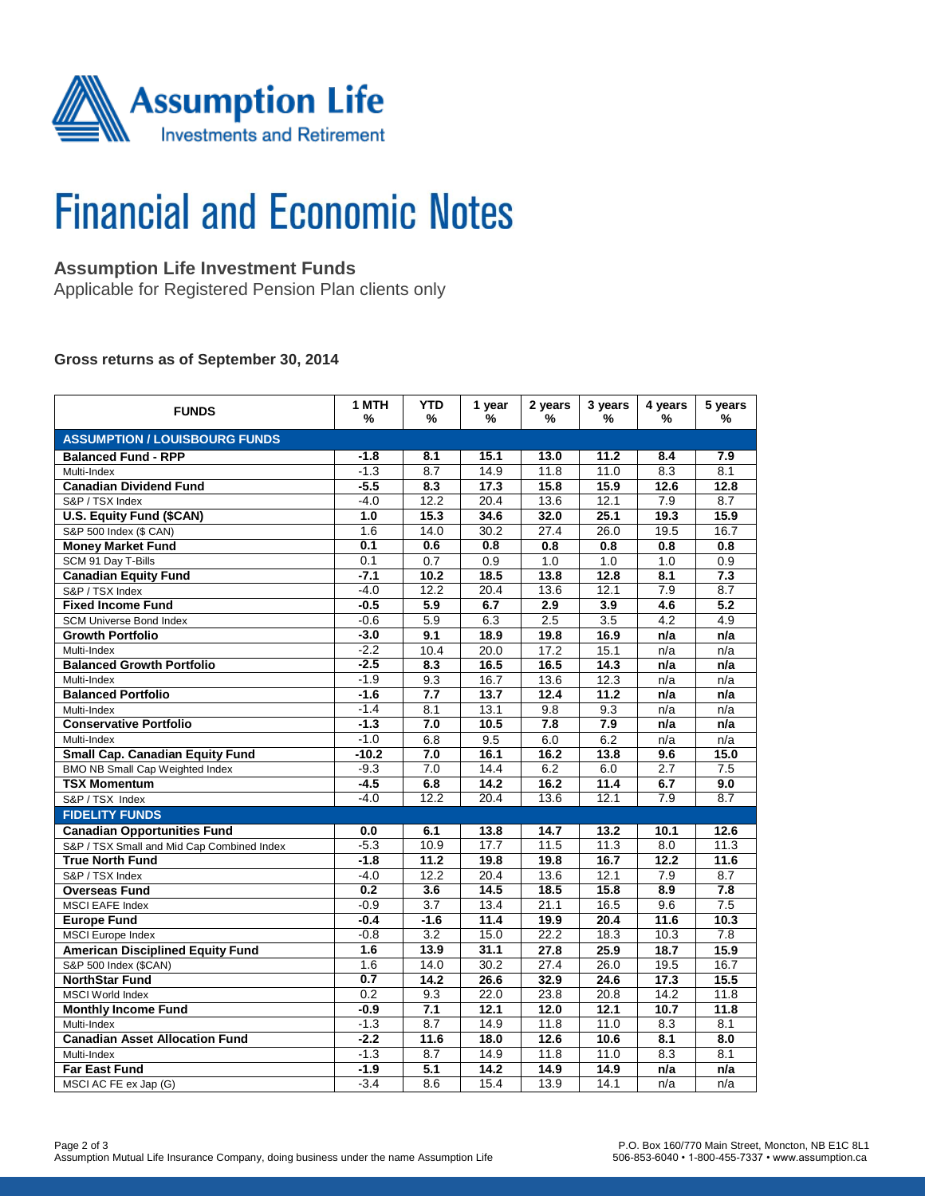# Financial and Economic Notes

## Assumption Life Investment Funds

Applicable for Registered Pension Plan clients only

### Gross returns as of September 30, 2014

| FUNDS | 1 MTH % | YTD % | 1 year % | 2 years % | 3 years % | 4 years % | 5 years % |
|---|---|---|---|---|---|---|---|
| **ASSUMPTION / LOUISBOURG FUNDS** | | | | | | | |
| **Balanced Fund - RPP** | **-1.8** | **8.1** | **15.1** | **13.0** | **11.2** | **8.4** | **7.9** |
| Multi-Index | -1.3 | 8.7 | 14.9 | 11.8 | 11.0 | 8.3 | 8.1 |
| **Canadian Dividend Fund** | **-5.5** | **8.3** | **17.3** | **15.8** | **15.9** | **12.6** | **12.8** |
| S&P / TSX Index | -4.0 | 12.2 | 20.4 | 13.6 | 12.1 | 7.9 | 8.7 |
| **U.S. Equity Fund ($CAN)** | **1.0** | **15.3** | **34.6** | **32.0** | **25.1** | **19.3** | **15.9** |
| S&P 500 Index ($ CAN) | 1.6 | 14.0 | 30.2 | 27.4 | 26.0 | 19.5 | 16.7 |
| **Money Market Fund** | **0.1** | **0.6** | **0.8** | **0.8** | **0.8** | **0.8** | **0.8** |
| SCM 91 Day T-Bills | 0.1 | 0.7 | 0.9 | 1.0 | 1.0 | 1.0 | 0.9 |
| **Canadian Equity Fund** | **-7.1** | **10.2** | **18.5** | **13.8** | **12.8** | **8.1** | **7.3** |
| S&P / TSX Index | -4.0 | 12.2 | 20.4 | 13.6 | 12.1 | 7.9 | 8.7 |
| **Fixed Income Fund** | **-0.5** | **5.9** | **6.7** | **2.9** | **3.9** | **4.6** | **5.2** |
| SCM Universe Bond Index | -0.6 | 5.9 | 6.3 | 2.5 | 3.5 | 4.2 | 4.9 |
| **Growth Portfolio** | **-3.0** | **9.1** | **18.9** | **19.8** | **16.9** | **n/a** | **n/a** |
| Multi-Index | -2.2 | 10.4 | 20.0 | 17.2 | 15.1 | n/a | n/a |
| **Balanced Growth Portfolio** | **-2.5** | **8.3** | **16.5** | **16.5** | **14.3** | **n/a** | **n/a** |
| Multi-Index | -1.9 | 9.3 | 16.7 | 13.6 | 12.3 | n/a | n/a |
| **Balanced Portfolio** | **-1.6** | **7.7** | **13.7** | **12.4** | **11.2** | **n/a** | **n/a** |
| Multi-Index | -1.4 | 8.1 | 13.1 | 9.8 | 9.3 | n/a | n/a |
| **Conservative Portfolio** | **-1.3** | **7.0** | **10.5** | **7.8** | **7.9** | **n/a** | **n/a** |
| Multi-Index | -1.0 | 6.8 | 9.5 | 6.0 | 6.2 | n/a | n/a |
| **Small Cap. Canadian Equity Fund** | **-10.2** | **7.0** | **16.1** | **16.2** | **13.8** | **9.6** | **15.0** |
| BMO NB Small Cap Weighted Index | -9.3 | 7.0 | 14.4 | 6.2 | 6.0 | 2.7 | 7.5 |
| **TSX Momentum** | **-4.5** | **6.8** | **14.2** | **16.2** | **11.4** | **6.7** | **9.0** |
| S&P / TSX Index | -4.0 | 12.2 | 20.4 | 13.6 | 12.1 | 7.9 | 8.7 |
| **FIDELITY FUNDS** | | | | | | | |
| **Canadian Opportunities Fund** | **0.0** | **6.1** | **13.8** | **14.7** | **13.2** | **10.1** | **12.6** |
| S&P / TSX Small and Mid Cap Combined Index | -5.3 | 10.9 | 17.7 | 11.5 | 11.3 | 8.0 | 11.3 |
| **True North Fund** | **-1.8** | **11.2** | **19.8** | **19.8** | **16.7** | **12.2** | **11.6** |
| S&P / TSX Index | -4.0 | 12.2 | 20.4 | 13.6 | 12.1 | 7.9 | 8.7 |
| **Overseas Fund** | **0.2** | **3.6** | **14.5** | **18.5** | **15.8** | **8.9** | **7.8** |
| MSCI EAFE Index | -0.9 | 3.7 | 13.4 | 21.1 | 16.5 | 9.6 | 7.5 |
| **Europe Fund** | **-0.4** | **-1.6** | **11.4** | **19.9** | **20.4** | **11.6** | **10.3** |
| MSCI Europe Index | -0.8 | 3.2 | 15.0 | 22.2 | 18.3 | 10.3 | 7.8 |
| **American Disciplined Equity Fund** | **1.6** | **13.9** | **31.1** | **27.8** | **25.9** | **18.7** | **15.9** |
| S&P 500 Index ($CAN) | 1.6 | 14.0 | 30.2 | 27.4 | 26.0 | 19.5 | 16.7 |
| **NorthStar Fund** | **0.7** | **14.2** | **26.6** | **32.9** | **24.6** | **17.3** | **15.5** |
| MSCI World Index | 0.2 | 9.3 | 22.0 | 23.8 | 20.8 | 14.2 | 11.8 |
| **Monthly Income Fund** | **-0.9** | **7.1** | **12.1** | **12.0** | **12.1** | **10.7** | **11.8** |
| Multi-Index | -1.3 | 8.7 | 14.9 | 11.8 | 11.0 | 8.3 | 8.1 |
| **Canadian Asset Allocation Fund** | **-2.2** | **11.6** | **18.0** | **12.6** | **10.6** | **8.1** | **8.0** |
| Multi-Index | -1.3 | 8.7 | 14.9 | 11.8 | 11.0 | 8.3 | 8.1 |
| **Far East Fund** | **-1.9** | **5.1** | **14.2** | **14.9** | **14.9** | **n/a** | **n/a** |
| MSCI AC FE ex Jap (G) | -3.4 | 8.6 | 15.4 | 13.9 | 14.1 | n/a | n/a |

Assumption Mutual Life Insurance Company, doing business under the name Assumption Life

P.O. Box 160/770 Main Street, Moncton, NB E1C 8L1
506-853-6040 • 1-800-455-7337 • www.assumption.ca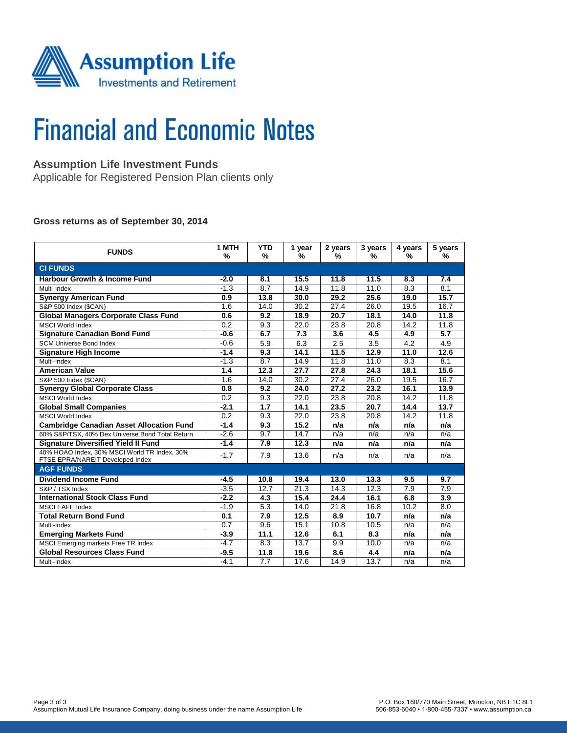# Financial and Economic Notes

## Assumption Life Investment Funds

Applicable for Registered Pension Plan clients only

### Gross returns as of September 30, 2014

| FUNDS | 1 MTH % | YTD % | 1 year % | 2 years % | 3 years % | 4 years % | 5 years % |
|---|---|---|---|---|---|---|---|
| **CI FUNDS** | | | | | | | |
| **Harbour Growth & Income Fund** | **-2.0** | **8.1** | **15.5** | **11.8** | **11.5** | **8.3** | **7.4** |
| Multi-Index | -1.3 | 8.7 | 14.9 | 11.8 | 11.0 | 8.3 | 8.1 |
| **Synergy American Fund** | **0.9** | **13.8** | **30.0** | **29.2** | **25.6** | **19.0** | **15.7** |
| S&P 500 Index ($CAN) | 1.6 | 14.0 | 30.2 | 27.4 | 26.0 | 19.5 | 16.7 |
| **Global Managers Corporate Class Fund** | **0.6** | **9.2** | **18.9** | **20.7** | **18.1** | **14.0** | **11.8** |
| MSCI World Index | 0.2 | 9.3 | 22.0 | 23.8 | 20.8 | 14.2 | 11.8 |
| **Signature Canadian Bond Fund** | **-0.6** | **6.7** | **7.3** | **3.6** | **4.5** | **4.9** | **5.7** |
| SCM Universe Bond Index | -0.6 | 5.9 | 6.3 | 2.5 | 3.5 | 4.2 | 4.9 |
| **Signature High Income** | **-1.4** | **9.3** | **14.1** | **11.5** | **12.9** | **11.0** | **12.6** |
| Multi-Index | -1.3 | 8.7 | 14.9 | 11.8 | 11.0 | 8.3 | 8.1 |
| **American Value** | **1.4** | **12.3** | **27.7** | **27.8** | **24.3** | **18.1** | **15.6** |
| S&P 500 Index ($CAN) | 1.6 | 14.0 | 30.2 | 27.4 | 26.0 | 19.5 | 16.7 |
| **Synergy Global Corporate Class** | **0.8** | **9.2** | **24.0** | **27.2** | **23.2** | **16.1** | **13.9** |
| MSCI World Index | 0.2 | 9.3 | 22.0 | 23.8 | 20.8 | 14.2 | 11.8 |
| **Global Small Companies** | **-2.1** | **1.7** | **14.1** | **23.5** | **20.7** | **14.4** | **13.7** |
| MSCI World Index | 0.2 | 9.3 | 22.0 | 23.8 | 20.8 | 14.2 | 11.8 |
| **Cambridge Canadian Asset Allocation Fund** | **-1.4** | **9.3** | **15.2** | **n/a** | **n/a** | **n/a** | **n/a** |
| 60% S&P/TSX, 40% Dex Universe Bond Total Return | -2.6 | 9.7 | 14.7 | n/a | n/a | n/a | n/a |
| **Signature Diversified Yield II Fund** | **-1.4** | **7.9** | **12.3** | **n/a** | **n/a** | **n/a** | **n/a** |
| 40% HOAO Index, 30% MSCI World TR Index, 30% FTSE EPRA/NAREIT Developed Index | -1.7 | 7.9 | 13.6 | n/a | n/a | n/a | n/a |
| **AGF FUNDS** | | | | | | | |
| **Dividend Income Fund** | **-4.5** | **10.8** | **19.4** | **13.0** | **13.3** | **9.5** | **9.7** |
| S&P / TSX Index | -3.5 | 12.7 | 21.3 | 14.3 | 12.3 | 7.9 | 7.9 |
| **International Stock Class Fund** | **-2.2** | **4.3** | **15.4** | **24.4** | **16.1** | **6.8** | **3.9** |
| MSCI EAFE Index | -1.9 | 5.3 | 14.0 | 21.8 | 16.8 | 10.2 | 8.0 |
| **Total Return Bond Fund** | **0.1** | **7.9** | **12.5** | **8.9** | **10.7** | **n/a** | **n/a** |
| Multi-Index | 0.7 | 9.6 | 15.1 | 10.8 | 10.5 | n/a | n/a |
| **Emerging Markets Fund** | **-3.9** | **11.1** | **12.6** | **6.1** | **8.3** | **n/a** | **n/a** |
| MSCI Emerging markets Free TR Index | -4.7 | 8.3 | 13.7 | 9.9 | 10.0 | n/a | n/a |
| **Global Resources Class Fund** | **-9.5** | **11.8** | **19.6** | **8.6** | **4.4** | **n/a** | **n/a** |
| Multi-Index | -4.1 | 7.7 | 17.6 | 14.9 | 13.7 | n/a | n/a |

Assumption Mutual Life Insurance Company, doing business under the name Assumption Life

P.O. Box 160/770 Main Street, Moncton, NB E1C 8L1
506-853-6040 • 1-800-455-7337 • www.assumption.ca